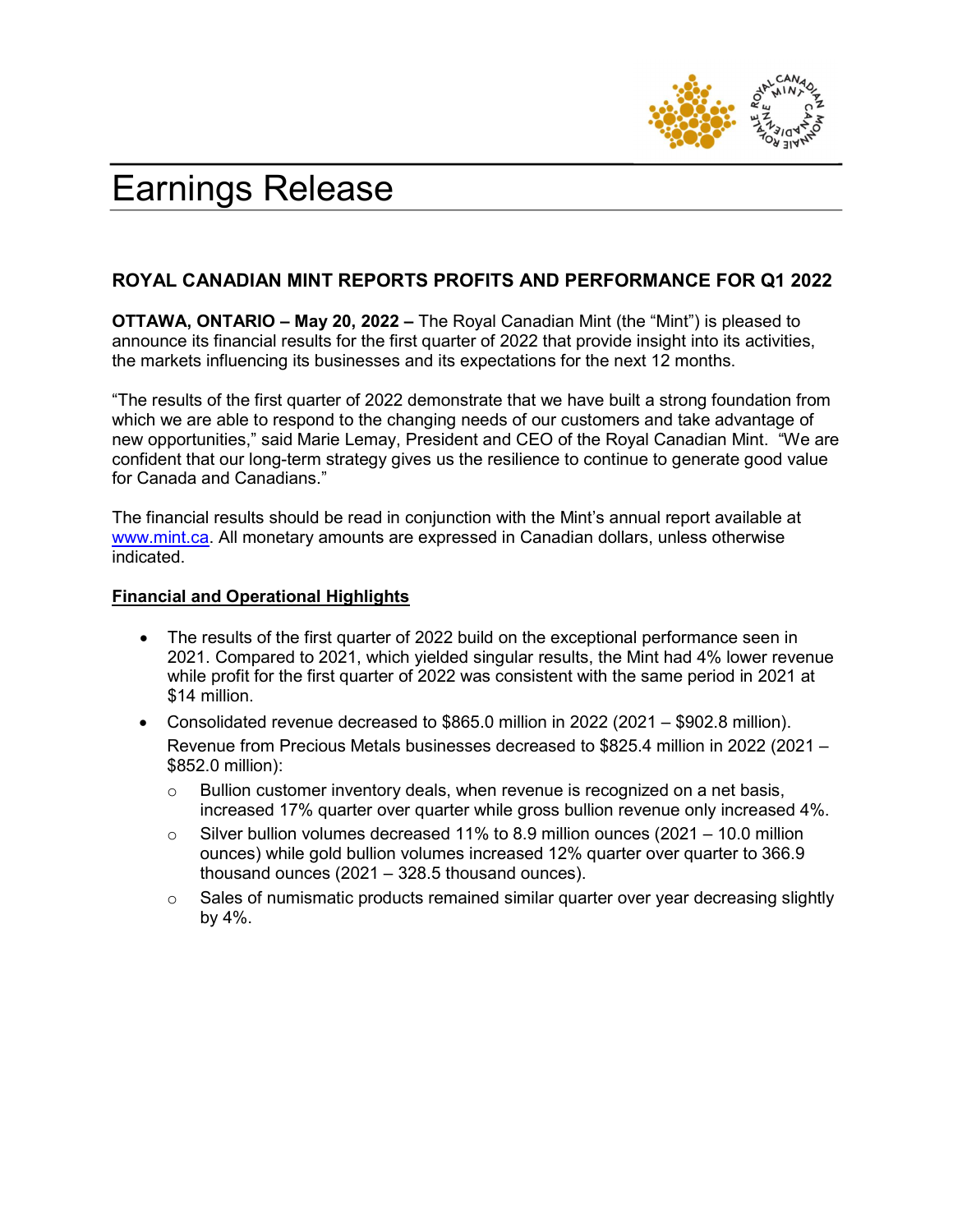# Earnings Release

## ROYAL CANADIAN MINT REPORTS PROFITS AND PERFORMANCE FOR Q1 2022

**OTTAWA, ONTARIO – May 20, 2022 –** The Royal Canadian Mint (the "Mint") is pleased to announce its financial results for the first quarter of 2022 that provide insight into its activities, the markets influencing its businesses and its expectations for the next 12 months.

"The results of the first quarter of 2022 demonstrate that we have built a strong foundation from which we are able to respond to the changing needs of our customers and take advantage of new opportunities," said Marie Lemay, President and CEO of the Royal Canadian Mint. "We are confident that our long-term strategy gives us the resilience to continue to generate good value for Canada and Canadians."

The financial results should be read in conjunction with the Mint's annual report available at www.mint.ca. All monetary amounts are expressed in Canadian dollars, unless otherwise indicated.

**Financial and Operational Highlights**

- The results of the first quarter of 2022 build on the exceptional performance seen in 2021. Compared to 2021, which yielded singular results, the Mint had 4% lower revenue while profit for the first quarter of 2022 was consistent with the same period in 2021 at $14 million.
- Consolidated revenue decreased to $865.0 million in 2022 (2021 – $902.8 million). Revenue from Precious Metals businesses decreased to $825.4 million in 2022 (2021 – $852.0 million):
  - Bullion customer inventory deals, when revenue is recognized on a net basis, increased 17% quarter over quarter while gross bullion revenue only increased 4%.
  - Silver bullion volumes decreased 11% to 8.9 million ounces (2021 – 10.0 million ounces) while gold bullion volumes increased 12% quarter over quarter to 366.9 thousand ounces (2021 – 328.5 thousand ounces).
  - Sales of numismatic products remained similar quarter over year decreasing slightly by 4%.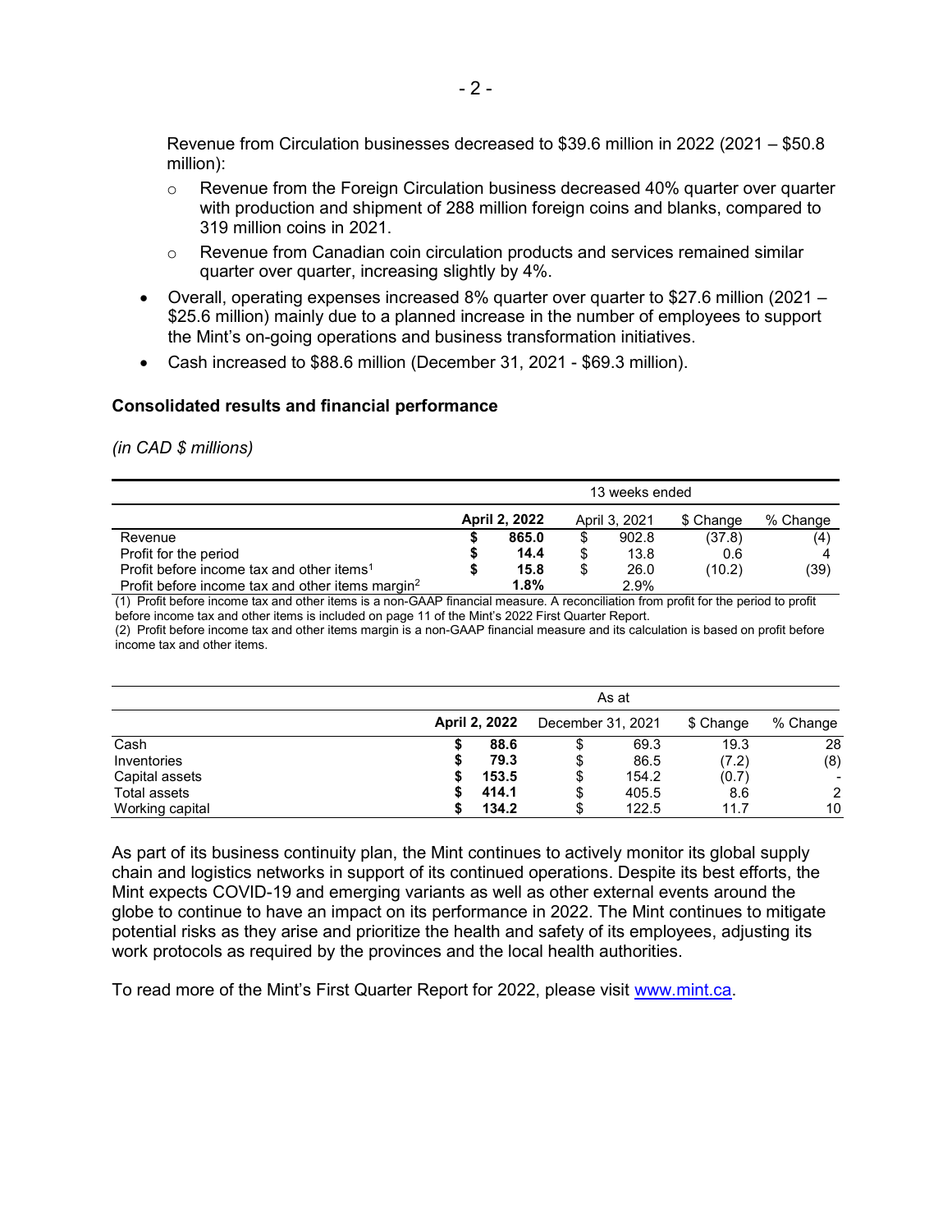Revenue from Circulation businesses decreased to $39.6 million in 2022 (2021 – $50.8 million):

- Revenue from the Foreign Circulation business decreased 40% quarter over quarter with production and shipment of 288 million foreign coins and blanks, compared to 319 million coins in 2021.
- Revenue from Canadian coin circulation products and services remained similar quarter over quarter, increasing slightly by 4%.

- Overall, operating expenses increased 8% quarter over quarter to $27.6 million (2021 – $25.6 million) mainly due to a planned increase in the number of employees to support the Mint's on-going operations and business transformation initiatives.
- Cash increased to $88.6 million (December 31, 2021 - $69.3 million).

### Consolidated results and financial performance

*(in CAD $ millions)*

| | 13 weeks ended | | | |
|---|---|---|---|---|
| | **April 2, 2022** | April 3, 2021 | $ Change | % Change |
| Revenue | **$ 865.0** | $ 902.8 | (37.8) | (4) |
| Profit for the period | **$ 14.4** | $ 13.8 | 0.6 | 4 |
| Profit before income tax and other items[1] | **$ 15.8** | $ 26.0 | (10.2) | (39) |
| Profit before income tax and other items margin[2] | **1.8%** | 2.9% | | |

(1) Profit before income tax and other items is a non-GAAP financial measure. A reconciliation from profit for the period to profit before income tax and other items is included on page 11 of the Mint's 2022 First Quarter Report.
(2) Profit before income tax and other items margin is a non-GAAP financial measure and its calculation is based on profit before income tax and other items.

| | As at | | | |
|---|---|---|---|---|
| | **April 2, 2022** | December 31, 2021 | $ Change | % Change |
| Cash | **$ 88.6** | $ 69.3 | 19.3 | 28 |
| Inventories | **$ 79.3** | $ 86.5 | (7.2) | (8) |
| Capital assets | **$ 153.5** | $ 154.2 | (0.7) | - |
| Total assets | **$ 414.1** | $ 405.5 | 8.6 | 2 |
| Working capital | **$ 134.2** | $ 122.5 | 11.7 | 10 |

As part of its business continuity plan, the Mint continues to actively monitor its global supply chain and logistics networks in support of its continued operations. Despite its best efforts, the Mint expects COVID-19 and emerging variants as well as other external events around the globe to continue to have an impact on its performance in 2022. The Mint continues to mitigate potential risks as they arise and prioritize the health and safety of its employees, adjusting its work protocols as required by the provinces and the local health authorities.

To read more of the Mint's First Quarter Report for 2022, please visit [www.mint.ca](http://www.mint.ca).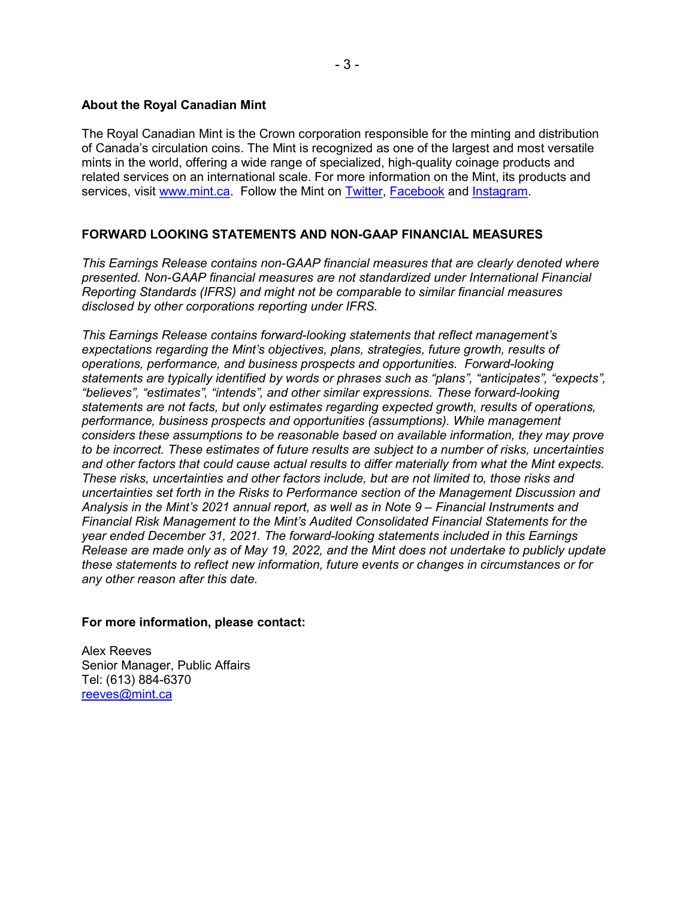### About the Royal Canadian Mint

The Royal Canadian Mint is the Crown corporation responsible for the minting and distribution of Canada's circulation coins. The Mint is recognized as one of the largest and most versatile mints in the world, offering a wide range of specialized, high-quality coinage products and related services on an international scale. For more information on the Mint, its products and services, visit [www.mint.ca](http://www.mint.ca). Follow the Mint on [Twitter](), [Facebook]() and [Instagram]().

### FORWARD LOOKING STATEMENTS AND NON-GAAP FINANCIAL MEASURES

*This Earnings Release contains non-GAAP financial measures that are clearly denoted where presented. Non-GAAP financial measures are not standardized under International Financial Reporting Standards (IFRS) and might not be comparable to similar financial measures disclosed by other corporations reporting under IFRS.*

*This Earnings Release contains forward-looking statements that reflect management's expectations regarding the Mint's objectives, plans, strategies, future growth, results of operations, performance, and business prospects and opportunities. Forward-looking statements are typically identified by words or phrases such as "plans", "anticipates", "expects", "believes", "estimates", "intends", and other similar expressions. These forward-looking statements are not facts, but only estimates regarding expected growth, results of operations, performance, business prospects and opportunities (assumptions). While management considers these assumptions to be reasonable based on available information, they may prove to be incorrect. These estimates of future results are subject to a number of risks, uncertainties and other factors that could cause actual results to differ materially from what the Mint expects. These risks, uncertainties and other factors include, but are not limited to, those risks and uncertainties set forth in the Risks to Performance section of the Management Discussion and Analysis in the Mint's 2021 annual report, as well as in Note 9 – Financial Instruments and Financial Risk Management to the Mint's Audited Consolidated Financial Statements for the year ended December 31, 2021. The forward-looking statements included in this Earnings Release are made only as of May 19, 2022, and the Mint does not undertake to publicly update these statements to reflect new information, future events or changes in circumstances or for any other reason after this date.*

**For more information, please contact:**

Alex Reeves
Senior Manager, Public Affairs
Tel: (613) 884-6370
[reeves@mint.ca](mailto:reeves@mint.ca)